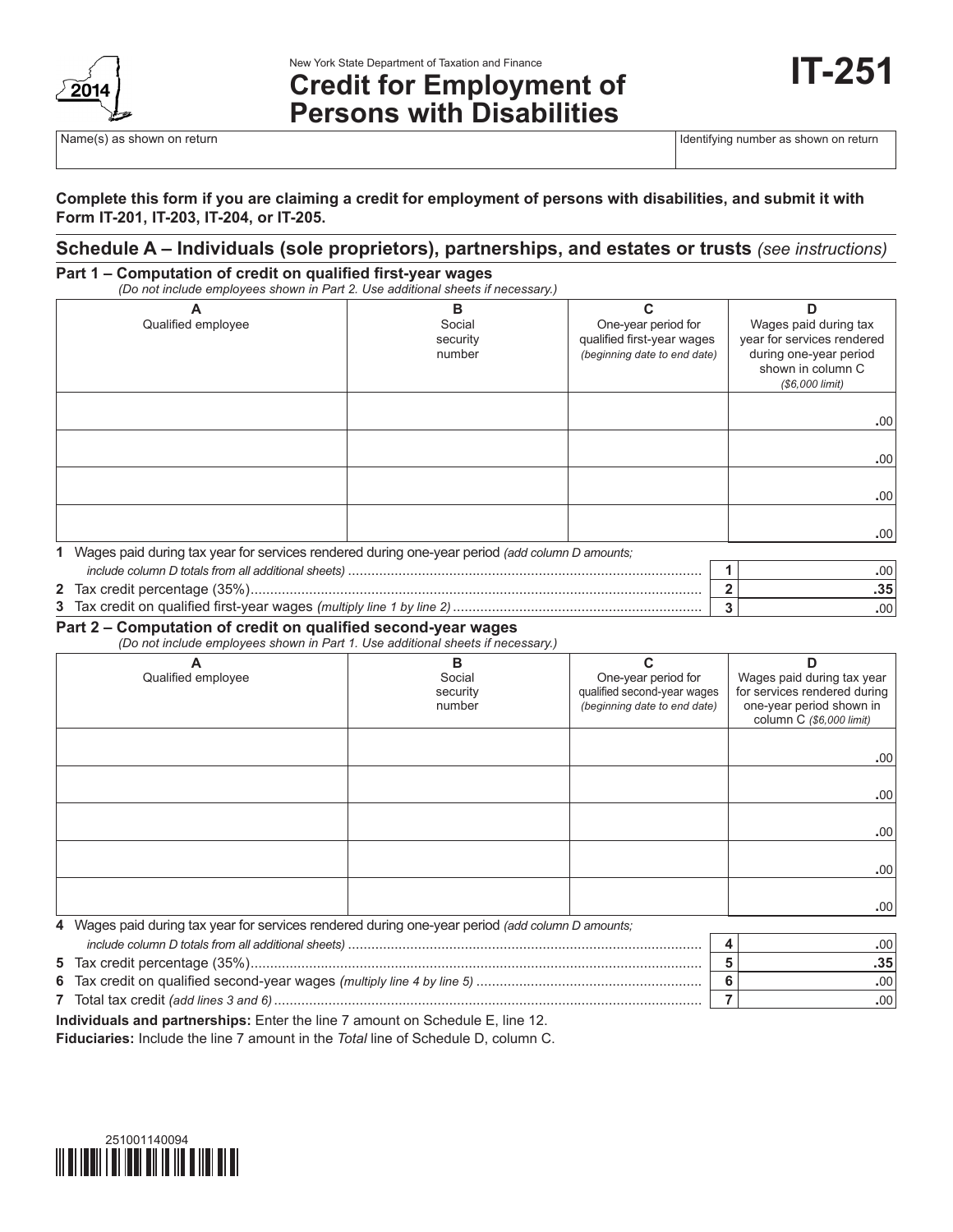New York State Department of Taxation and Finance

# Credit for Employment of Persons with Disabilities

**IT-251**

2014

| Name(s) as shown on return | Identifying number as shown on return |
|---|---|
| | |

**Complete this form if you are claiming a credit for employment of persons with disabilities, and submit it with Form IT-201, IT-203, IT-204, or IT-205.**

## Schedule A – Individuals (sole proprietors), partnerships, and estates or trusts *(see instructions)*

### Part 1 – Computation of credit on qualified first-year wages

*(Do not include employees shown in Part 2. Use additional sheets if necessary.)*

| A<br>Qualified employee | B<br>Social security number | C<br>One-year period for qualified first-year wages *(beginning date to end date)* | D<br>Wages paid during tax year for services rendered during one-year period shown in column C *($6,000 limit)* |
|---|---|---|---|
| | | | .00 |
| | | | .00 |
| | | | .00 |
| | | | .00 |

| Line | Description | | Amount |
|---|---|---|---|
| 1 | Wages paid during tax year for services rendered during one-year period *(add column D amounts; include column D totals from all additional sheets)* | 1 | .00 |
| 2 | Tax credit percentage (35%) | 2 | .35 |
| 3 | Tax credit on qualified first-year wages *(multiply line 1 by line 2)* | 3 | .00 |

### Part 2 – Computation of credit on qualified second-year wages

*(Do not include employees shown in Part 1. Use additional sheets if necessary.)*

| A<br>Qualified employee | B<br>Social security number | C<br>One-year period for qualified second-year wages *(beginning date to end date)* | D<br>Wages paid during tax year for services rendered during one-year period shown in column C *($6,000 limit)* |
|---|---|---|---|
| | | | .00 |
| | | | .00 |
| | | | .00 |
| | | | .00 |
| | | | .00 |

| Line | Description | | Amount |
|---|---|---|---|
| 4 | Wages paid during tax year for services rendered during one-year period *(add column D amounts; include column D totals from all additional sheets)* | 4 | .00 |
| 5 | Tax credit percentage (35%) | 5 | .35 |
| 6 | Tax credit on qualified second-year wages *(multiply line 4 by line 5)* | 6 | .00 |
| 7 | Total tax credit *(add lines 3 and 6)* | 7 | .00 |

**Individuals and partnerships:** Enter the line 7 amount on Schedule E, line 12.

**Fiduciaries:** Include the line 7 amount in the *Total* line of Schedule D, column C.

251001140094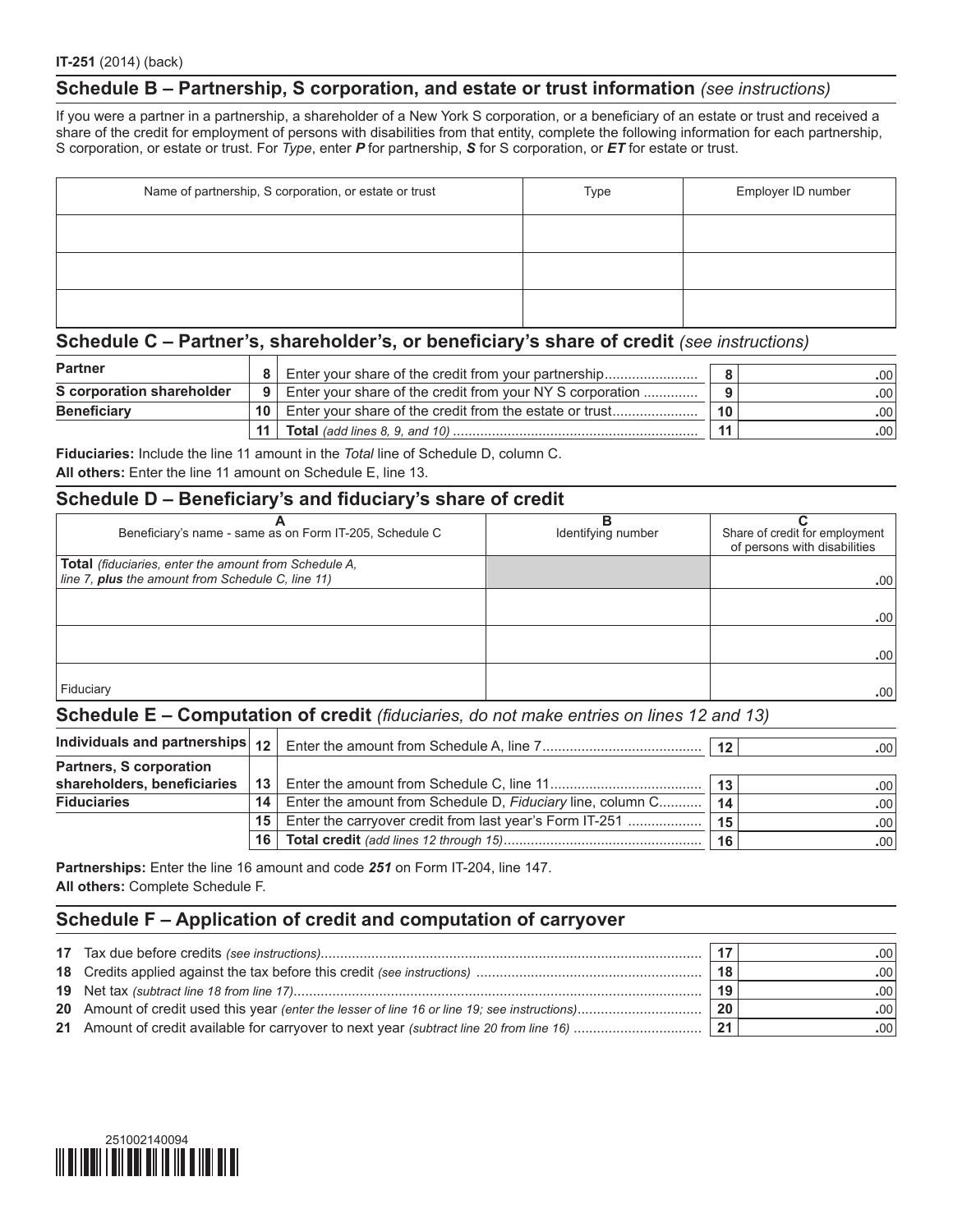IT-251 (2014) (back)

## Schedule B – Partnership, S corporation, and estate or trust information *(see instructions)*

If you were a partner in a partnership, a shareholder of a New York S corporation, or a beneficiary of an estate or trust and received a share of the credit for employment of persons with disabilities from that entity, complete the following information for each partnership, S corporation, or estate or trust. For *Type*, enter ***P*** for partnership, ***S*** for S corporation, or ***ET*** for estate or trust.

| Name of partnership, S corporation, or estate or trust | Type | Employer ID number |
|---|---|---|
| | | |
| | | |
| | | |

## Schedule C – Partner's, shareholder's, or beneficiary's share of credit *(see instructions)*

| | | | | |
|---|---|---|---|---|
| **Partner** | **8** | Enter your share of the credit from your partnership | **8** | .00 |
| **S corporation shareholder** | **9** | Enter your share of the credit from your NY S corporation | **9** | .00 |
| **Beneficiary** | **10** | Enter your share of the credit from the estate or trust | **10** | .00 |
| | **11** | **Total** *(add lines 8, 9, and 10)* | **11** | .00 |

**Fiduciaries:** Include the line 11 amount in the *Total* line of Schedule D, column C.
**All others:** Enter the line 11 amount on Schedule E, line 13.

## Schedule D – Beneficiary's and fiduciary's share of credit

| A<br>Beneficiary's name - same as on Form IT-205, Schedule C | B<br>Identifying number | C<br>Share of credit for employment of persons with disabilities |
|---|---|---|
| **Total** *(fiduciaries, enter the amount from Schedule A, line 7,* ***plus*** *the amount from Schedule C, line 11)* | | .00 |
| | | .00 |
| | | .00 |
| Fiduciary | | .00 |

## Schedule E – Computation of credit *(fiduciaries, do not make entries on lines 12 and 13)*

| | | | | |
|---|---|---|---|---|
| **Individuals and partnerships** | **12** | Enter the amount from Schedule A, line 7 | **12** | .00 |
| **Partners, S corporation shareholders, beneficiaries** | **13** | Enter the amount from Schedule C, line 11 | **13** | .00 |
| **Fiduciaries** | **14** | Enter the amount from Schedule D, *Fiduciary* line, column C | **14** | .00 |
| | **15** | Enter the carryover credit from last year's Form IT-251 | **15** | .00 |
| | **16** | **Total credit** *(add lines 12 through 15)* | **16** | .00 |

**Partnerships:** Enter the line 16 amount and code ***251*** on Form IT-204, line 147.
**All others:** Complete Schedule F.

## Schedule F – Application of credit and computation of carryover

| | | | |
|---|---|---|---|
| **17** | Tax due before credits *(see instructions)* | **17** | .00 |
| **18** | Credits applied against the tax before this credit *(see instructions)* | **18** | .00 |
| **19** | Net tax *(subtract line 18 from line 17)* | **19** | .00 |
| **20** | Amount of credit used this year *(enter the lesser of line 16 or line 19; see instructions)* | **20** | .00 |
| **21** | Amount of credit available for carryover to next year *(subtract line 20 from line 16)* | **21** | .00 |

251002140094